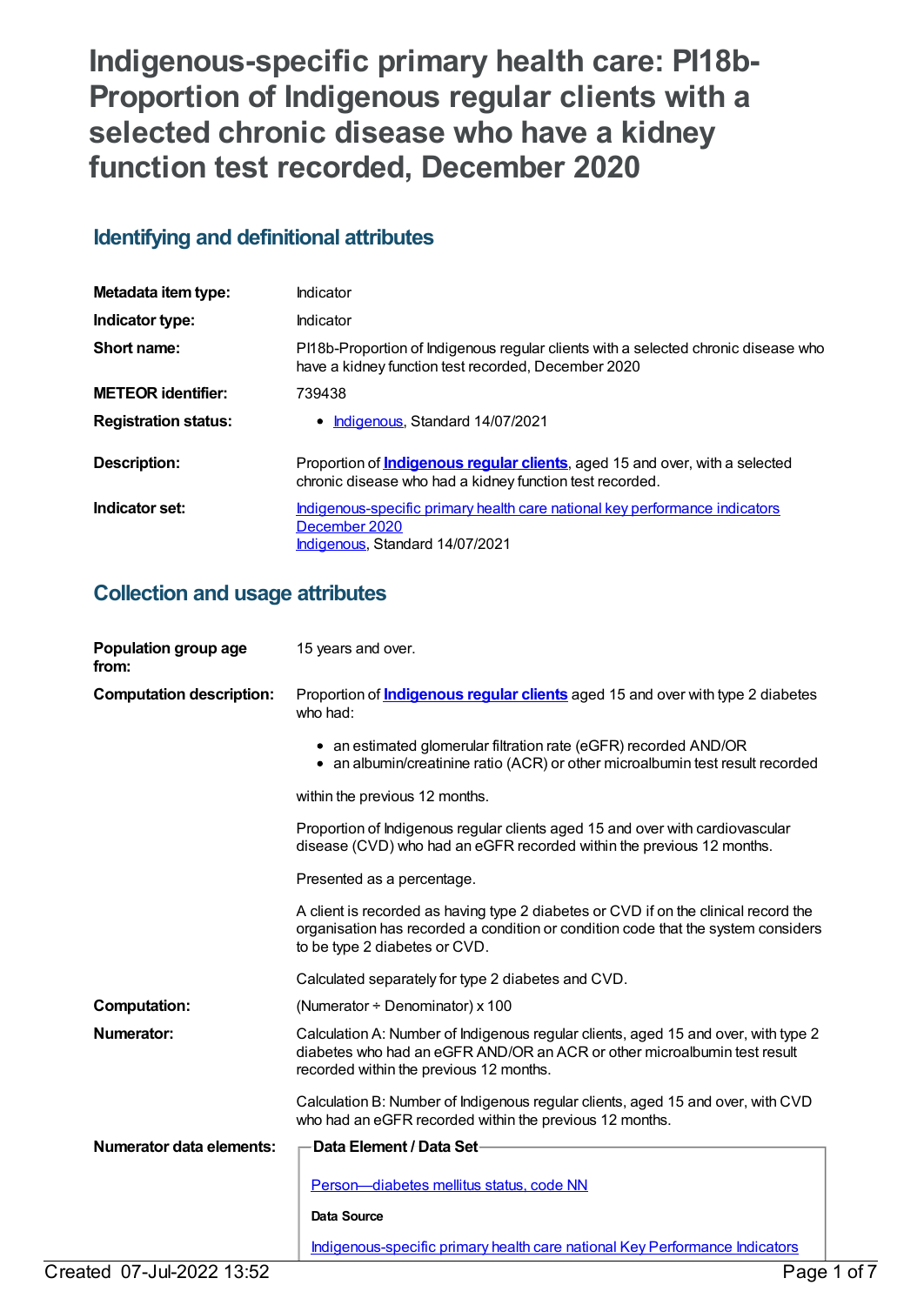# Indigenous-specific primary health care: PI18b-Proportion of Indigenous regular clients with a selected chronic disease who have a kidney function test recorded, December 2020

## Identifying and definitional attributes

| | |
|---|---|
| **Metadata item type:** | Indicator |
| **Indicator type:** | Indicator |
| **Short name:** | PI18b-Proportion of Indigenous regular clients with a selected chronic disease who have a kidney function test recorded, December 2020 |
| **METEOR identifier:** | 739438 |
| **Registration status:** | • Indigenous, Standard 14/07/2021 |
| **Description:** | Proportion of **Indigenous regular clients**, aged 15 and over, with a selected chronic disease who had a kidney function test recorded. |
| **Indicator set:** | Indigenous-specific primary health care national key performance indicators December 2020<br>Indigenous, Standard 14/07/2021 |

## Collection and usage attributes

**Population group age from:** 15 years and over.

**Computation description:** Proportion of **Indigenous regular clients** aged 15 and over with type 2 diabetes who had:

- an estimated glomerular filtration rate (eGFR) recorded AND/OR
- an albumin/creatinine ratio (ACR) or other microalbumin test result recorded

within the previous 12 months.

Proportion of Indigenous regular clients aged 15 and over with cardiovascular disease (CVD) who had an eGFR recorded within the previous 12 months.

Presented as a percentage.

A client is recorded as having type 2 diabetes or CVD if on the clinical record the organisation has recorded a condition or condition code that the system considers to be type 2 diabetes or CVD.

Calculated separately for type 2 diabetes and CVD.

**Computation:** (Numerator ÷ Denominator) x 100

**Numerator:** Calculation A: Number of Indigenous regular clients, aged 15 and over, with type 2 diabetes who had an eGFR AND/OR an ACR or other microalbumin test result recorded within the previous 12 months.

Calculation B: Number of Indigenous regular clients, aged 15 and over, with CVD who had an eGFR recorded within the previous 12 months.

**Numerator data elements:**

**Data Element / Data Set**

Person—diabetes mellitus status, code NN

**Data Source**

Indigenous-specific primary health care national Key Performance Indicators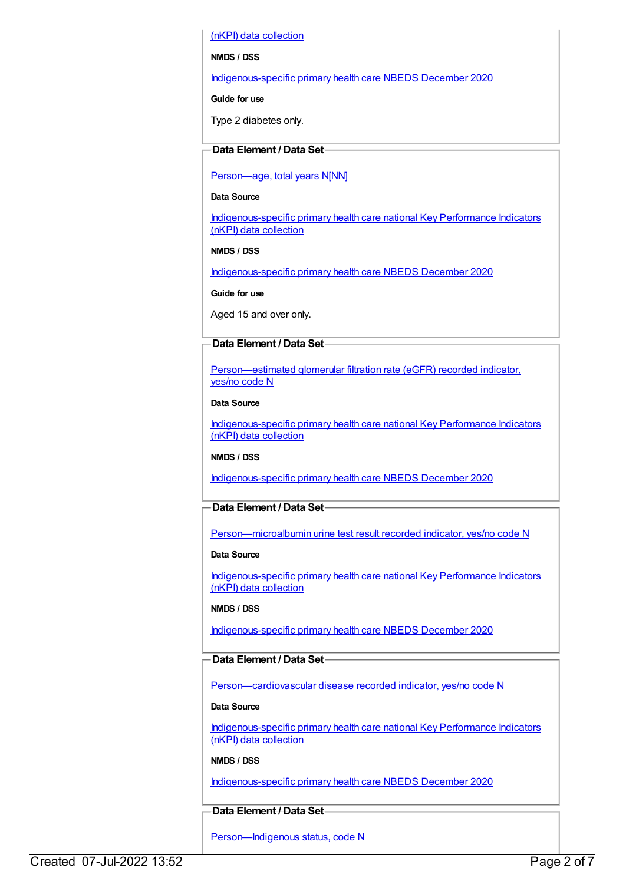(nKPI) data collection

**NMDS / DSS**

Indigenous-specific primary health care NBEDS December 2020

**Guide for use**

Type 2 diabetes only.

**Data Element / Data Set**

Person—age, total years N[NN]

**Data Source**

Indigenous-specific primary health care national Key Performance Indicators (nKPI) data collection

**NMDS / DSS**

Indigenous-specific primary health care NBEDS December 2020

**Guide for use**

Aged 15 and over only.

**Data Element / Data Set**

Person—estimated glomerular filtration rate (eGFR) recorded indicator, yes/no code N

**Data Source**

Indigenous-specific primary health care national Key Performance Indicators (nKPI) data collection

**NMDS / DSS**

Indigenous-specific primary health care NBEDS December 2020

**Data Element / Data Set**

Person—microalbumin urine test result recorded indicator, yes/no code N

**Data Source**

Indigenous-specific primary health care national Key Performance Indicators (nKPI) data collection

**NMDS / DSS**

Indigenous-specific primary health care NBEDS December 2020

**Data Element / Data Set**

Person—cardiovascular disease recorded indicator, yes/no code N

**Data Source**

Indigenous-specific primary health care national Key Performance Indicators (nKPI) data collection

**NMDS / DSS**

Indigenous-specific primary health care NBEDS December 2020

**Data Element / Data Set**

Person—Indigenous status, code N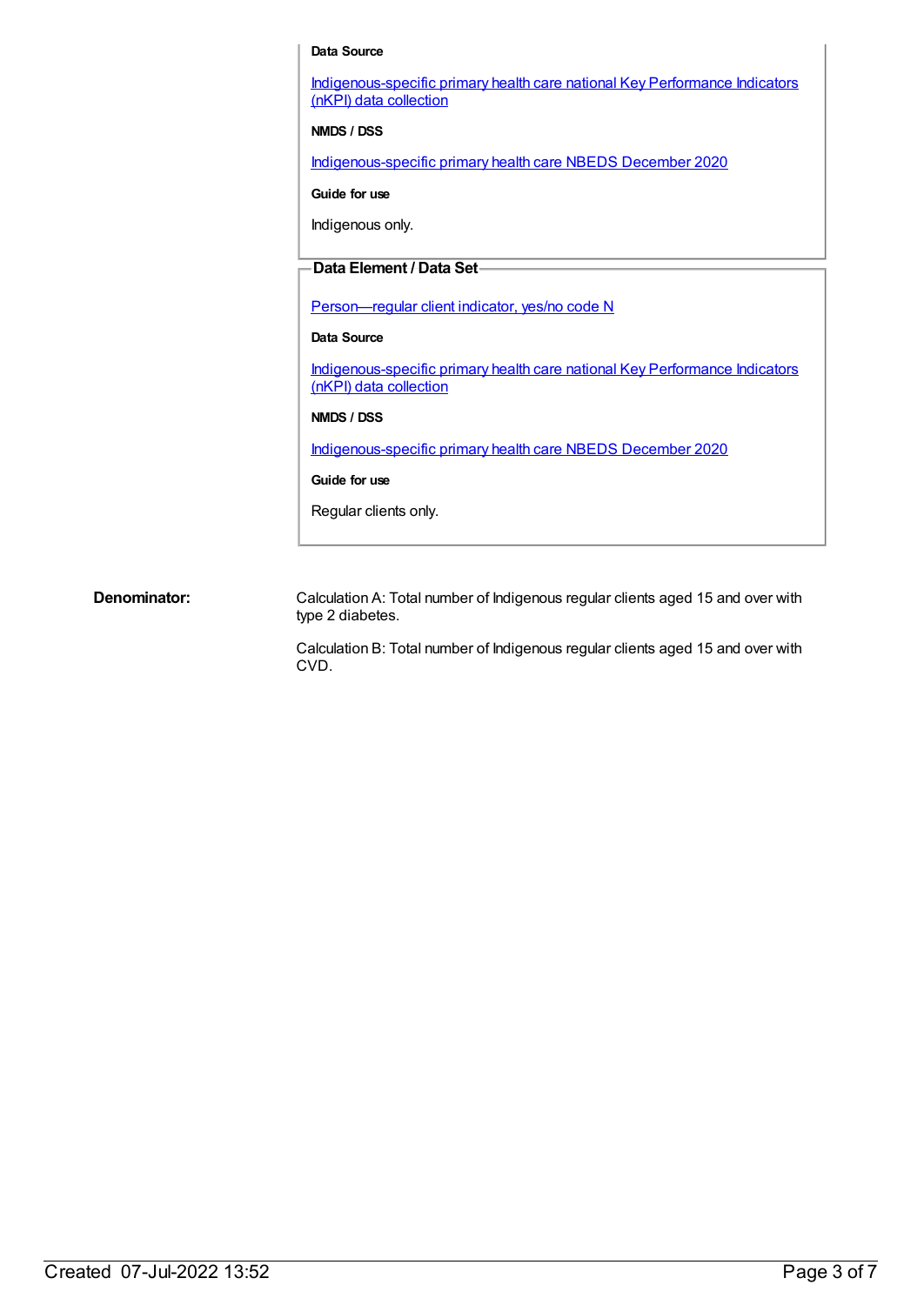**Data Source**

Indigenous-specific primary health care national Key Performance Indicators (nKPI) data collection

**NMDS / DSS**

Indigenous-specific primary health care NBEDS December 2020

**Guide for use**

Indigenous only.

**Data Element / Data Set**

Person—regular client indicator, yes/no code N

**Data Source**

Indigenous-specific primary health care national Key Performance Indicators (nKPI) data collection

**NMDS / DSS**

Indigenous-specific primary health care NBEDS December 2020

**Guide for use**

Regular clients only.

**Denominator:**

Calculation A: Total number of Indigenous regular clients aged 15 and over with type 2 diabetes.

Calculation B: Total number of Indigenous regular clients aged 15 and over with CVD.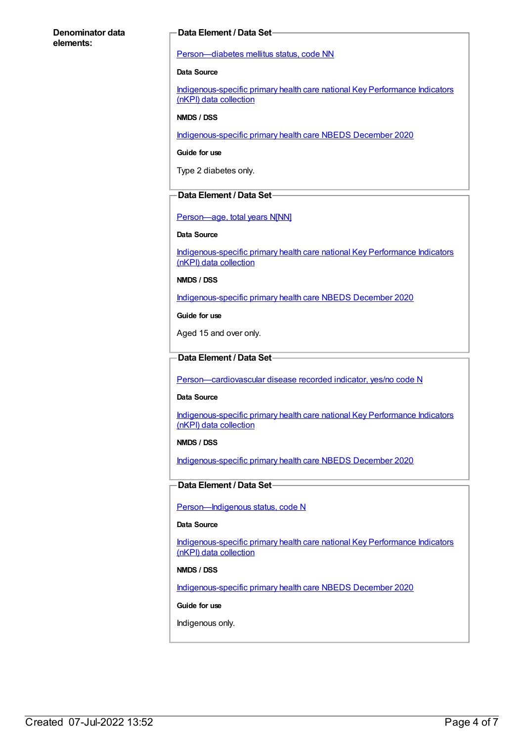**Denominator data elements:**

**Data Element / Data Set**

Person—diabetes mellitus status, code NN

**Data Source**

Indigenous-specific primary health care national Key Performance Indicators (nKPI) data collection

**NMDS / DSS**

Indigenous-specific primary health care NBEDS December 2020

**Guide for use**

Type 2 diabetes only.

**Data Element / Data Set**

Person—age, total years N[NN]

**Data Source**

Indigenous-specific primary health care national Key Performance Indicators (nKPI) data collection

**NMDS / DSS**

Indigenous-specific primary health care NBEDS December 2020

**Guide for use**

Aged 15 and over only.

**Data Element / Data Set**

Person—cardiovascular disease recorded indicator, yes/no code N

**Data Source**

Indigenous-specific primary health care national Key Performance Indicators (nKPI) data collection

**NMDS / DSS**

Indigenous-specific primary health care NBEDS December 2020

**Data Element / Data Set**

Person—Indigenous status, code N

**Data Source**

Indigenous-specific primary health care national Key Performance Indicators (nKPI) data collection

**NMDS / DSS**

Indigenous-specific primary health care NBEDS December 2020

**Guide for use**

Indigenous only.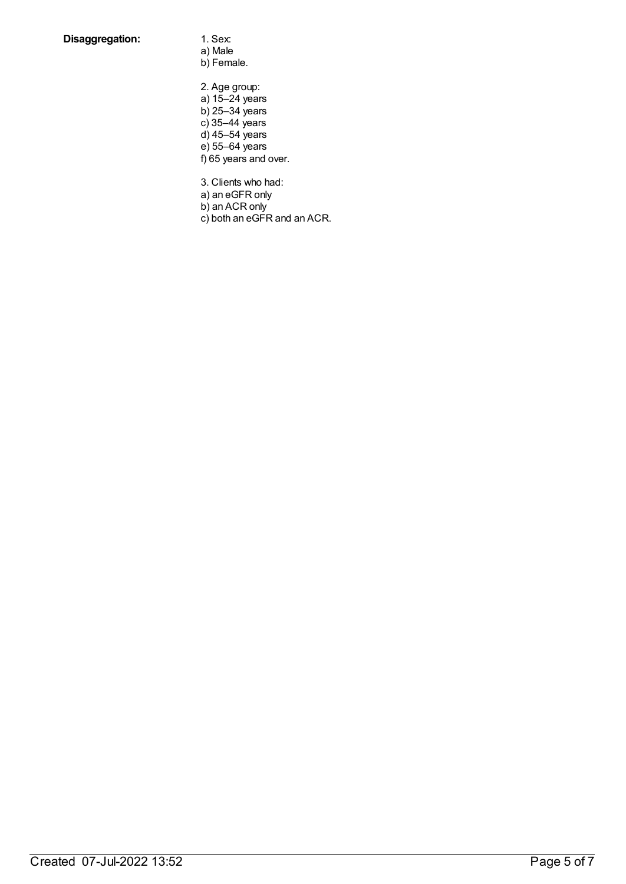**Disaggregation:**

1. Sex:
a) Male
b) Female.

2. Age group:
a) 15–24 years
b) 25–34 years
c) 35–44 years
d) 45–54 years
e) 55–64 years
f) 65 years and over.

3. Clients who had:
a) an eGFR only
b) an ACR only
c) both an eGFR and an ACR.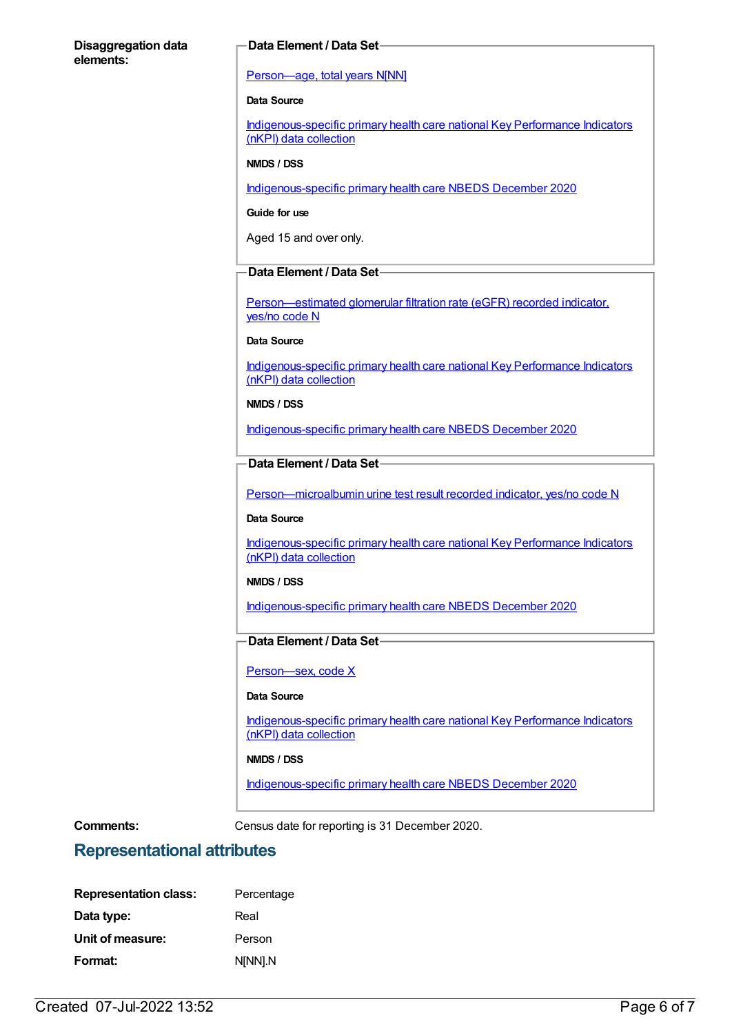**Disaggregation data elements:**

**Data Element / Data Set**

Person—age, total years N[NN]

**Data Source**

Indigenous-specific primary health care national Key Performance Indicators (nKPI) data collection

**NMDS / DSS**

Indigenous-specific primary health care NBEDS December 2020

**Guide for use**

Aged 15 and over only.

**Data Element / Data Set**

Person—estimated glomerular filtration rate (eGFR) recorded indicator, yes/no code N

**Data Source**

Indigenous-specific primary health care national Key Performance Indicators (nKPI) data collection

**NMDS / DSS**

Indigenous-specific primary health care NBEDS December 2020

**Data Element / Data Set**

Person—microalbumin urine test result recorded indicator, yes/no code N

**Data Source**

Indigenous-specific primary health care national Key Performance Indicators (nKPI) data collection

**NMDS / DSS**

Indigenous-specific primary health care NBEDS December 2020

**Data Element / Data Set**

Person—sex, code X

**Data Source**

Indigenous-specific primary health care national Key Performance Indicators (nKPI) data collection

**NMDS / DSS**

Indigenous-specific primary health care NBEDS December 2020

**Comments:** Census date for reporting is 31 December 2020.

## Representational attributes

**Representation class:** Percentage

**Data type:** Real

**Unit of measure:** Person

**Format:** N[NN].N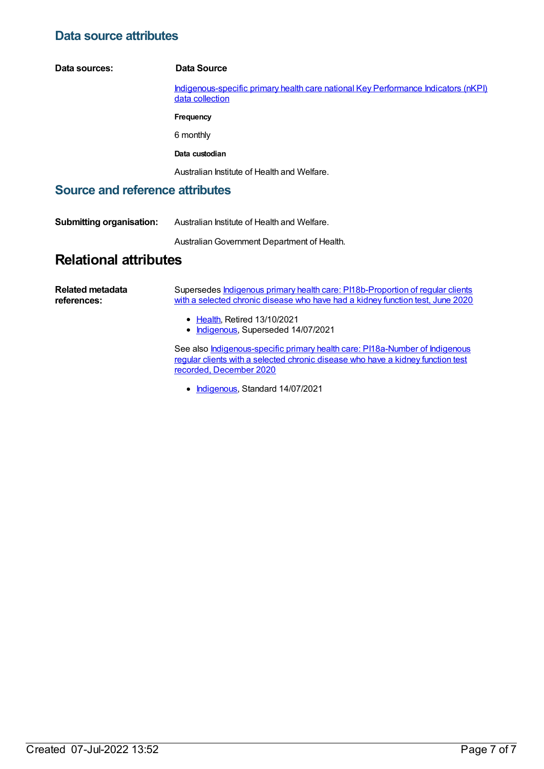## Data source attributes

**Data sources:**

**Data Source**

Indigenous-specific primary health care national Key Performance Indicators (nKPI) data collection

**Frequency**

6 monthly

**Data custodian**

Australian Institute of Health and Welfare.

## Source and reference attributes

**Submitting organisation:** Australian Institute of Health and Welfare.

Australian Government Department of Health.

# Relational attributes

**Related metadata references:**

Supersedes Indigenous primary health care: PI18b-Proportion of regular clients with a selected chronic disease who have had a kidney function test, June 2020

- Health, Retired 13/10/2021
- Indigenous, Superseded 14/07/2021

See also Indigenous-specific primary health care: PI18a-Number of Indigenous regular clients with a selected chronic disease who have a kidney function test recorded, December 2020

- Indigenous, Standard 14/07/2021